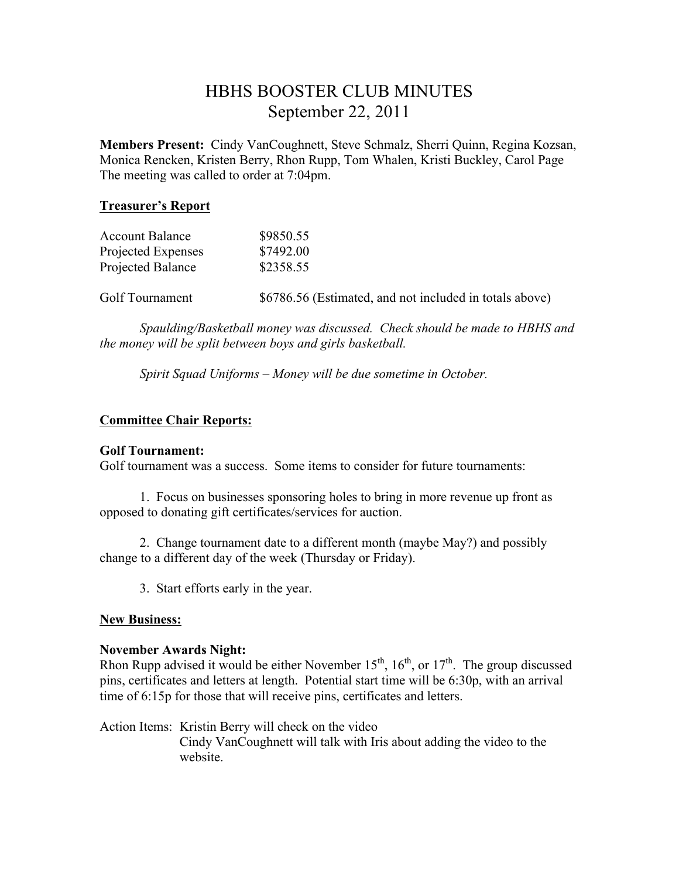# HBHS BOOSTER CLUB MINUTES
## September 22, 2011

**Members Present:** Cindy VanCoughnett, Steve Schmalz, Sherri Quinn, Regina Kozsan, Monica Rencken, Kristen Berry, Rhon Rupp, Tom Whalen, Kristi Buckley, Carol Page
The meeting was called to order at 7:04pm.

**Treasurer's Report**

| | |
|---|---|
| Account Balance | $9850.55 |
| Projected Expenses | $7492.00 |
| Projected Balance | $2358.55 |
| | |
| Golf Tournament | $6786.56 (Estimated, and not included in totals above) |

*Spaulding/Basketball money was discussed. Check should be made to HBHS and the money will be split between boys and girls basketball.*

*Spirit Squad Uniforms – Money will be due sometime in October.*

**Committee Chair Reports:**

**Golf Tournament:**
Golf tournament was a success. Some items to consider for future tournaments:

1. Focus on businesses sponsoring holes to bring in more revenue up front as opposed to donating gift certificates/services for auction.

2. Change tournament date to a different month (maybe May?) and possibly change to a different day of the week (Thursday or Friday).

3. Start efforts early in the year.

**New Business:**

**November Awards Night:**
Rhon Rupp advised it would be either November 15th, 16th, or 17th. The group discussed pins, certificates and letters at length. Potential start time will be 6:30p, with an arrival time of 6:15p for those that will receive pins, certificates and letters.

Action Items: Kristin Berry will check on the video
Cindy VanCoughnett will talk with Iris about adding the video to the website.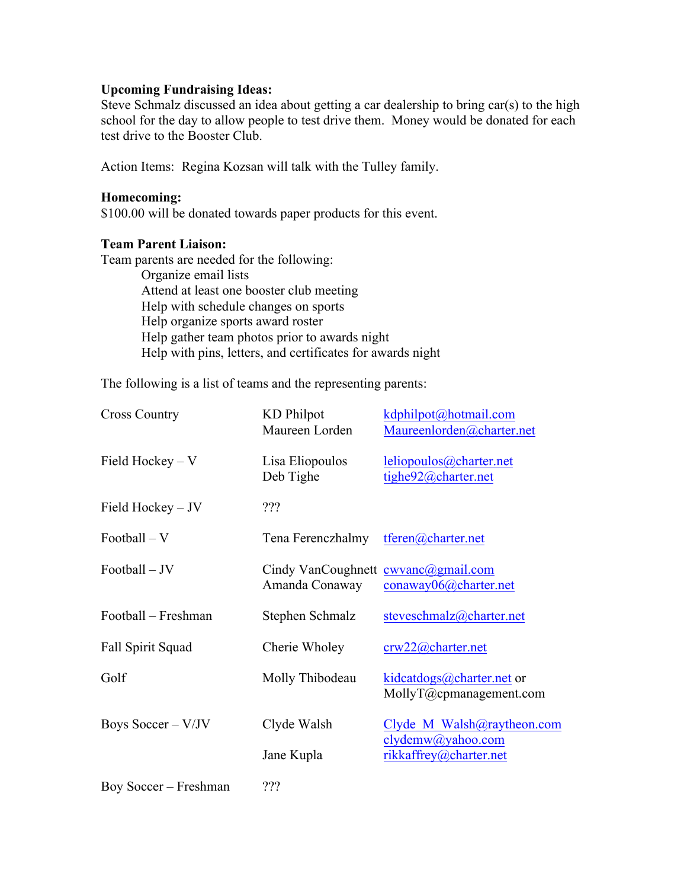**Upcoming Fundraising Ideas:**
Steve Schmalz discussed an idea about getting a car dealership to bring car(s) to the high school for the day to allow people to test drive them. Money would be donated for each test drive to the Booster Club.

Action Items: Regina Kozsan will talk with the Tulley family.

**Homecoming:**
$100.00 will be donated towards paper products for this event.

**Team Parent Liaison:**
Team parents are needed for the following:

- Organize email lists
- Attend at least one booster club meeting
- Help with schedule changes on sports
- Help organize sports award roster
- Help gather team photos prior to awards night
- Help with pins, letters, and certificates for awards night

The following is a list of teams and the representing parents:

| Team | Parent | Email |
|---|---|---|
| Cross Country | KD Philpot | kdphilpot@hotmail.com |
| | Maureen Lorden | Maureenlorden@charter.net |
| Field Hockey – V | Lisa Eliopoulos | leliopoulos@charter.net |
| | Deb Tighe | tighe92@charter.net |
| Field Hockey – JV | ??? | |
| Football – V | Tena Ferenczhalmy | tferen@charter.net |
| Football – JV | Cindy VanCoughnett | cwvanc@gmail.com |
| | Amanda Conaway | conaway06@charter.net |
| Football – Freshman | Stephen Schmalz | steveschmalz@charter.net |
| Fall Spirit Squad | Cherie Wholey | crw22@charter.net |
| Golf | Molly Thibodeau | kidcatdogs@charter.net or MollyT@cpmanagement.com |
| Boys Soccer – V/JV | Clyde Walsh | Clyde_M_Walsh@raytheon.com clydemw@yahoo.com |
| | Jane Kupla | rikkaffrey@charter.net |
| Boy Soccer – Freshman | ??? | |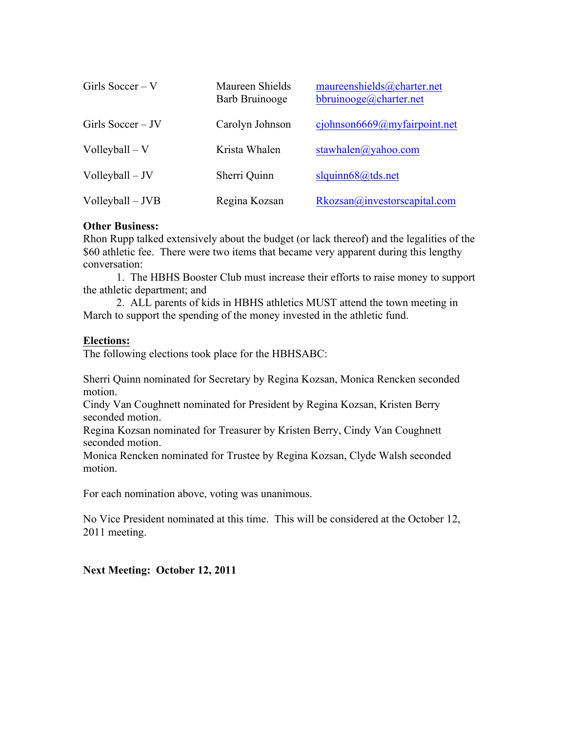| | | |
|---|---|---|
| Girls Soccer – V | Maureen Shields<br>Barb Bruinooge | maureenshields@charter.net<br>bbruinooge@charter.net |
| Girls Soccer – JV | Carolyn Johnson | cjohnson6669@myfairpoint.net |
| Volleyball – V | Krista Whalen | stawhalen@yahoo.com |
| Volleyball – JV | Sherri Quinn | slquinn68@tds.net |
| Volleyball – JVB | Regina Kozsan | Rkozsan@investorscapital.com |

**Other Business:**
Rhon Rupp talked extensively about the budget (or lack thereof) and the legalities of the $60 athletic fee. There were two items that became very apparent during this lengthy conversation:

1. The HBHS Booster Club must increase their efforts to raise money to support the athletic department; and
2. ALL parents of kids in HBHS athletics MUST attend the town meeting in March to support the spending of the money invested in the athletic fund.

**Elections:**
The following elections took place for the HBHSABC:

Sherri Quinn nominated for Secretary by Regina Kozsan, Monica Rencken seconded motion.
Cindy Van Coughnett nominated for President by Regina Kozsan, Kristen Berry seconded motion.
Regina Kozsan nominated for Treasurer by Kristen Berry, Cindy Van Coughnett seconded motion.
Monica Rencken nominated for Trustee by Regina Kozsan, Clyde Walsh seconded motion.

For each nomination above, voting was unanimous.

No Vice President nominated at this time. This will be considered at the October 12, 2011 meeting.

**Next Meeting: October 12, 2011**